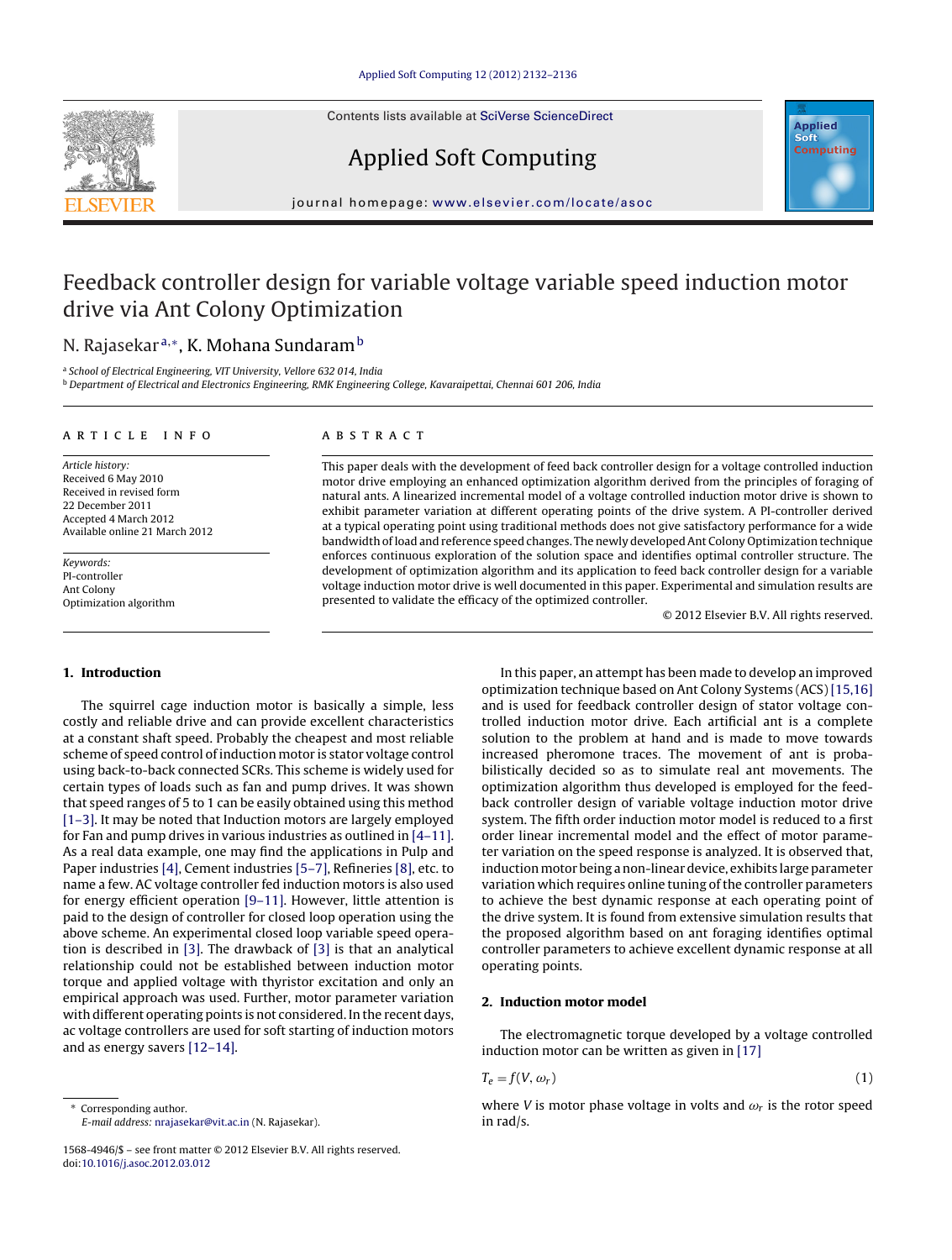# Feedback controller design for variable voltage variable speed induction motor drive via Ant Colony Optimization

N. Rajasekar[a,*], K. Mohana Sundaram[b]

[a] School of Electrical Engineering, VIT University, Vellore 632 014, India
[b] Department of Electrical and Electronics Engineering, RMK Engineering College, Kavaraipettai, Chennai 601 206, India

## ARTICLE INFO

*Article history:*
Received 6 May 2010
Received in revised form
22 December 2011
Accepted 4 March 2012
Available online 21 March 2012

*Keywords:*
PI-controller
Ant Colony
Optimization algorithm

## ABSTRACT

This paper deals with the development of feed back controller design for a voltage controlled induction motor drive employing an enhanced optimization algorithm derived from the principles of foraging of natural ants. A linearized incremental model of a voltage controlled induction motor drive is shown to exhibit parameter variation at different operating points of the drive system. A PI-controller derived at a typical operating point using traditional methods does not give satisfactory performance for a wide bandwidth of load and reference speed changes. The newly developed Ant Colony Optimization technique enforces continuous exploration of the solution space and identifies optimal controller structure. The development of optimization algorithm and its application to feed back controller design for a variable voltage induction motor drive is well documented in this paper. Experimental and simulation results are presented to validate the efficacy of the optimized controller.

© 2012 Elsevier B.V. All rights reserved.

## 1. Introduction

The squirrel cage induction motor is basically a simple, less costly and reliable drive and can provide excellent characteristics at a constant shaft speed. Probably the cheapest and most reliable scheme of speed control of induction motor is stator voltage control using back-to-back connected SCRs. This scheme is widely used for certain types of loads such as fan and pump drives. It was shown that speed ranges of 5 to 1 can be easily obtained using this method [1–3]. It may be noted that Induction motors are largely employed for Fan and pump drives in various industries as outlined in [4–11]. As a real data example, one may find the applications in Pulp and Paper industries [4], Cement industries [5–7], Refineries [8], etc. to name a few. AC voltage controller fed induction motors is also used for energy efficient operation [9–11]. However, little attention is paid to the design of controller for closed loop operation using the above scheme. An experimental closed loop variable speed operation is described in [3]. The drawback of [3] is that an analytical relationship could not be established between induction motor torque and applied voltage with thyristor excitation and only an empirical approach was used. Further, motor parameter variation with different operating points is not considered. In the recent days, ac voltage controllers are used for soft starting of induction motors and as energy savers [12–14].

In this paper, an attempt has been made to develop an improved optimization technique based on Ant Colony Systems (ACS) [15,16] and is used for feedback controller design of stator voltage controlled induction motor drive. Each artificial ant is a complete solution to the problem at hand and is made to move towards increased pheromone traces. The movement of ant is probabilistically decided so as to simulate real ant movements. The optimization algorithm thus developed is employed for the feedback controller design of variable voltage induction motor drive system. The fifth order induction motor model is reduced to a first order linear incremental model and the effect of motor parameter variation on the speed response is analyzed. It is observed that, induction motor being a non-linear device, exhibits large parameter variation which requires online tuning of the controller parameters to achieve the best dynamic response at each operating point of the drive system. It is found from extensive simulation results that the proposed algorithm based on ant foraging identifies optimal controller parameters to achieve excellent dynamic response at all operating points.

## 2. Induction motor model

The electromagnetic torque developed by a voltage controlled induction motor can be written as given in [17]

$$T_e = f(V, \omega_r) \tag{1}$$

where $V$ is motor phase voltage in volts and $\omega_r$ is the rotor speed in rad/s.

\* Corresponding author.
*E-mail address:* nrajasekar@vit.ac.in (N. Rajasekar).

1568-4946/$ – see front matter © 2012 Elsevier B.V. All rights reserved.
doi:10.1016/j.asoc.2012.03.012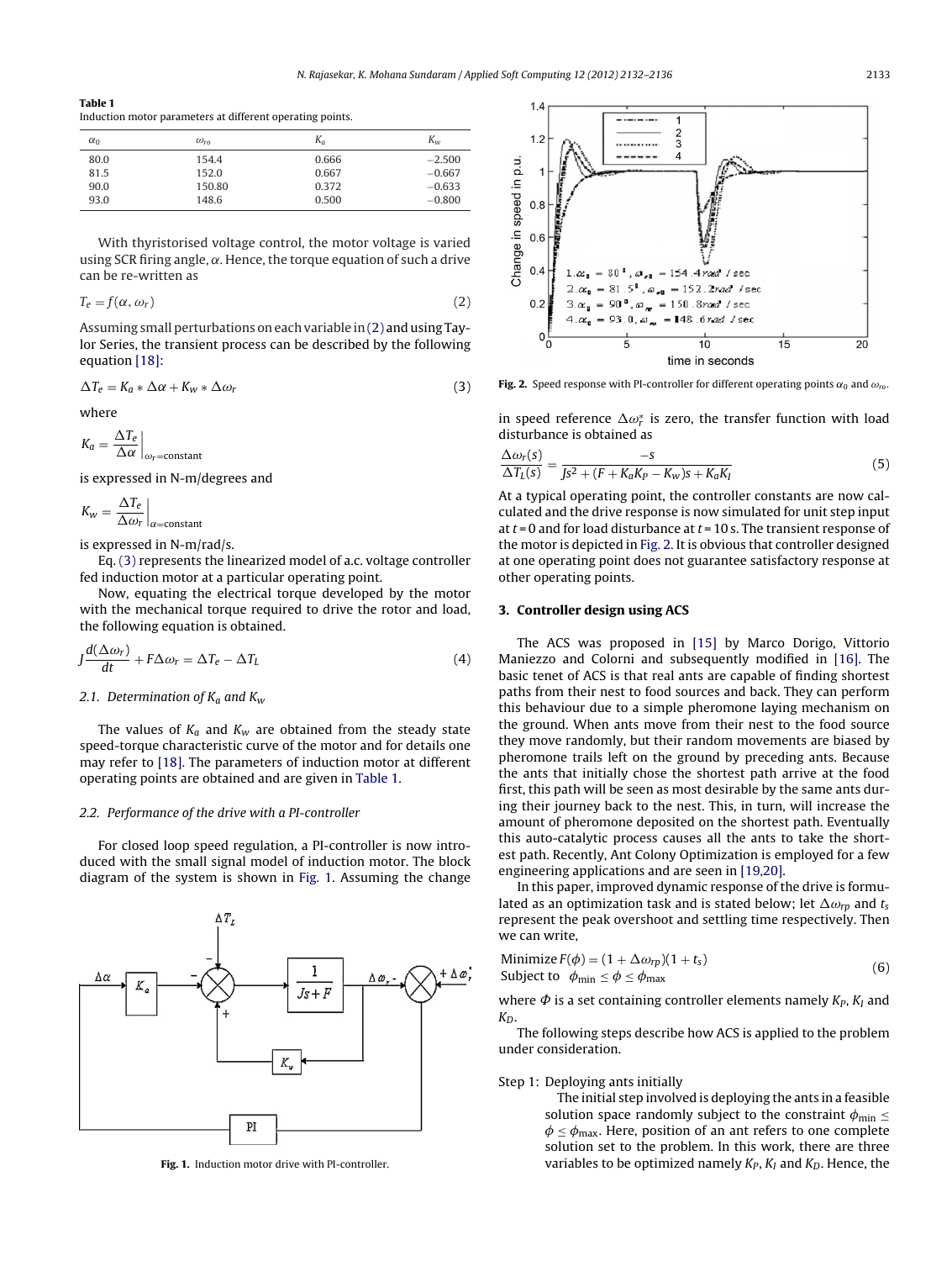**Table 1**
Induction motor parameters at different operating points.

| $\alpha_0$ | $\omega_{ro}$ | $K_a$ | $K_w$ |
|---|---|---|---|
| 80.0 | 154.4 | 0.666 | −2.500 |
| 81.5 | 152.0 | 0.667 | −0.667 |
| 90.0 | 150.80 | 0.372 | −0.633 |
| 93.0 | 148.6 | 0.500 | −0.800 |

With thyristorised voltage control, the motor voltage is varied using SCR firing angle, $\alpha$. Hence, the torque equation of such a drive can be re-written as

$$T_e = f(\alpha, \omega_r) \tag{2}$$

Assuming small perturbations on each variable in (2) and using Taylor Series, the transient process can be described by the following equation [18]:

$$\Delta T_e = K_a * \Delta\alpha + K_W * \Delta\omega_r \tag{3}$$

where

$$K_a = \left.\frac{\Delta T_e}{\Delta \alpha}\right|_{\omega_r = \text{constant}}$$

is expressed in N-m/degrees and

$$K_w = \left.\frac{\Delta T_e}{\Delta \omega_r}\right|_{\alpha = \text{constant}}$$

is expressed in N-m/rad/s.

Eq. (3) represents the linearized model of a.c. voltage controller fed induction motor at a particular operating point.

Now, equating the electrical torque developed by the motor with the mechanical torque required to drive the rotor and load, the following equation is obtained.

$$J\frac{d(\Delta\omega_r)}{dt} + F\Delta\omega_r = \Delta T_e - \Delta T_L \tag{4}$$

### 2.1. Determination of $K_a$ and $K_w$

The values of $K_a$ and $K_w$ are obtained from the steady state speed-torque characteristic curve of the motor and for details one may refer to [18]. The parameters of induction motor at different operating points are obtained and are given in Table 1.

### 2.2. Performance of the drive with a PI-controller

For closed loop speed regulation, a PI-controller is now introduced with the small signal model of induction motor. The block diagram of the system is shown in Fig. 1. Assuming the change in speed reference $\Delta\omega_r^*$ is zero, the transfer function with load disturbance is obtained as

$$\frac{\Delta\omega_r(s)}{\Delta T_L(s)} = \frac{-s}{Js^2 + (F + K_a K_P - K_W)s + K_a K_I} \tag{5}$$

**Fig. 1.** Induction motor drive with PI-controller.

At a typical operating point, the controller constants are now calculated and the drive response is now simulated for unit step input at $t = 0$ and for load disturbance at $t = 10$ s. The transient response of the motor is depicted in Fig. 2. It is obvious that controller designed at one operating point does not guarantee satisfactory response at other operating points.

**Fig. 2.** Speed response with PI-controller for different operating points $\alpha_0$ and $\omega_{ro}$.

## 3. Controller design using ACS

The ACS was proposed in [15] by Marco Dorigo, Vittorio Maniezzo and Colorni and subsequently modified in [16]. The basic tenet of ACS is that real ants are capable of finding shortest paths from their nest to food sources and back. They can perform this behaviour due to a simple pheromone laying mechanism on the ground. When ants move from their nest to the food source they move randomly, but their random movements are biased by pheromone trails left on the ground by preceding ants. Because the ants that initially chose the shortest path arrive at the food first, this path will be seen as most desirable by the same ants during their journey back to the nest. This, in turn, will increase the amount of pheromone deposited on the shortest path. Eventually this auto-catalytic process causes all the ants to take the shortest path. Recently, Ant Colony Optimization is employed for a few engineering applications and are seen in [19,20].

In this paper, improved dynamic response of the drive is formulated as an optimization task and is stated below; let $\Delta\omega_{rp}$ and $t_s$ represent the peak overshoot and settling time respectively. Then we can write,

$$\begin{aligned} &\text{Minimize } F(\phi) = (1 + \Delta\omega_{rp})(1 + t_s) \\ &\text{Subject to } \phi_{\min} \le \phi \le \phi_{\max} \end{aligned} \tag{6}$$

where $\Phi$ is a set containing controller elements namely $K_P$, $K_I$ and $K_D$.

The following steps describe how ACS is applied to the problem under consideration.

Step 1: Deploying ants initially

The initial step involved is deploying the ants in a feasible solution space randomly subject to the constraint $\phi_{\min} \le \phi \le \phi_{\max}$. Here, position of an ant refers to one complete solution set to the problem. In this work, there are three variables to be optimized namely $K_P$, $K_I$ and $K_D$. Hence, the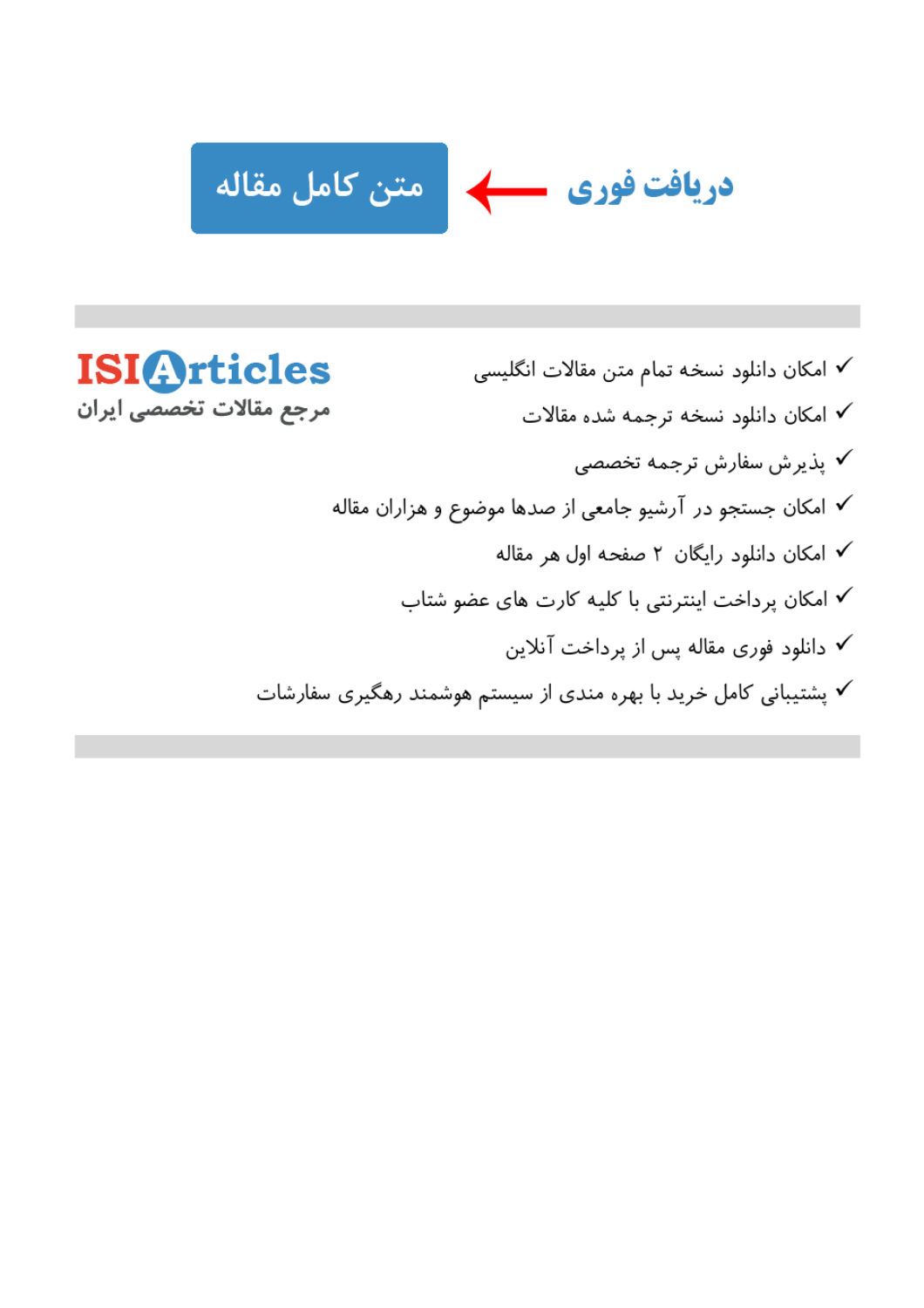دریافت فوری ← متن کامل مقاله

**ISIArticles**

مرجع مقالات تخصصی ایران

- ✓ امکان دانلود نسخه تمام متن مقالات انگلیسی
- ✓ امکان دانلود نسخه ترجمه شده مقالات
- ✓ پذیرش سفارش ترجمه تخصصی
- ✓ امکان جستجو در آرشیو جامعی از صدها موضوع و هزاران مقاله
- ✓ امکان دانلود رایگان ۲ صفحه اول هر مقاله
- ✓ امکان پرداخت اینترنتی با کلیه کارت های عضو شتاب
- ✓ دانلود فوری مقاله پس از پرداخت آنلاین
- ✓ پشتیبانی کامل خرید با بهره مندی از سیستم هوشمند رهگیری سفارشات